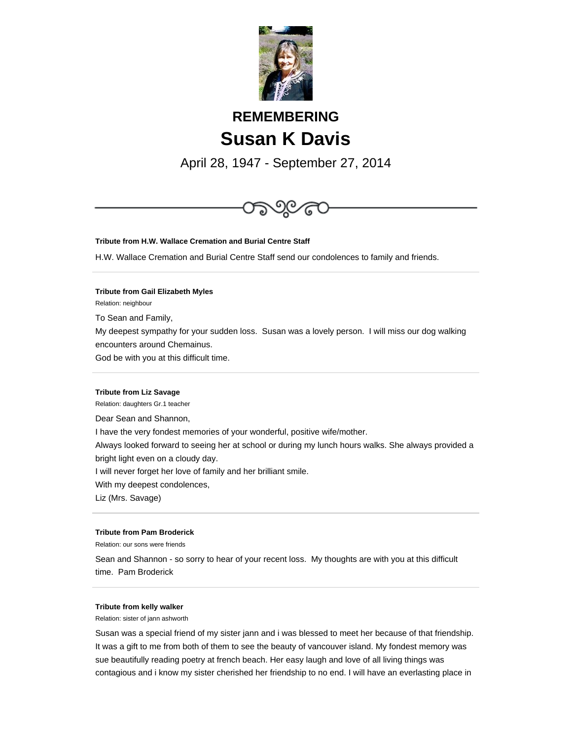# REMEMBERING

# Susan K Davis

April 28, 1947 - September 27, 2014

---

**Tribute from H.W. Wallace Cremation and Burial Centre Staff**

H.W. Wallace Cremation and Burial Centre Staff send our condolences to family and friends.

---

**Tribute from Gail Elizabeth Myles**

Relation: neighbour

To Sean and Family,

My deepest sympathy for your sudden loss. Susan was a lovely person. I will miss our dog walking encounters around Chemainus.

God be with you at this difficult time.

---

**Tribute from Liz Savage**

Relation: daughters Gr.1 teacher

Dear Sean and Shannon,

I have the very fondest memories of your wonderful, positive wife/mother.

Always looked forward to seeing her at school or during my lunch hours walks. She always provided a bright light even on a cloudy day.

I will never forget her love of family and her brilliant smile.

With my deepest condolences,

Liz (Mrs. Savage)

---

**Tribute from Pam Broderick**

Relation: our sons were friends

Sean and Shannon - so sorry to hear of your recent loss. My thoughts are with you at this difficult time. Pam Broderick

---

**Tribute from kelly walker**

Relation: sister of jann ashworth

Susan was a special friend of my sister jann and i was blessed to meet her because of that friendship. It was a gift to me from both of them to see the beauty of vancouver island. My fondest memory was sue beautifully reading poetry at french beach. Her easy laugh and love of all living things was contagious and i know my sister cherished her friendship to no end. I will have an everlasting place in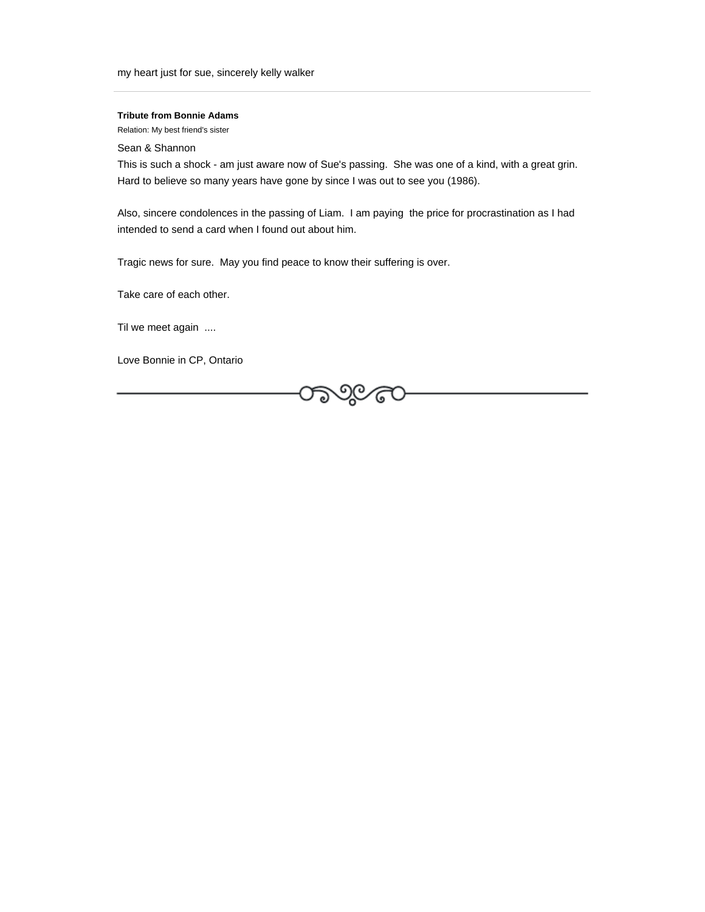my heart just for sue, sincerely kelly walker

---

**Tribute from Bonnie Adams**

Relation: My best friend's sister

Sean & Shannon

This is such a shock - am just aware now of Sue's passing. She was one of a kind, with a great grin. Hard to believe so many years have gone by since I was out to see you (1986).

Also, sincere condolences in the passing of Liam. I am paying the price for procrastination as I had intended to send a card when I found out about him.

Tragic news for sure. May you find peace to know their suffering is over.

Take care of each other.

Til we meet again ....

Love Bonnie in CP, Ontario